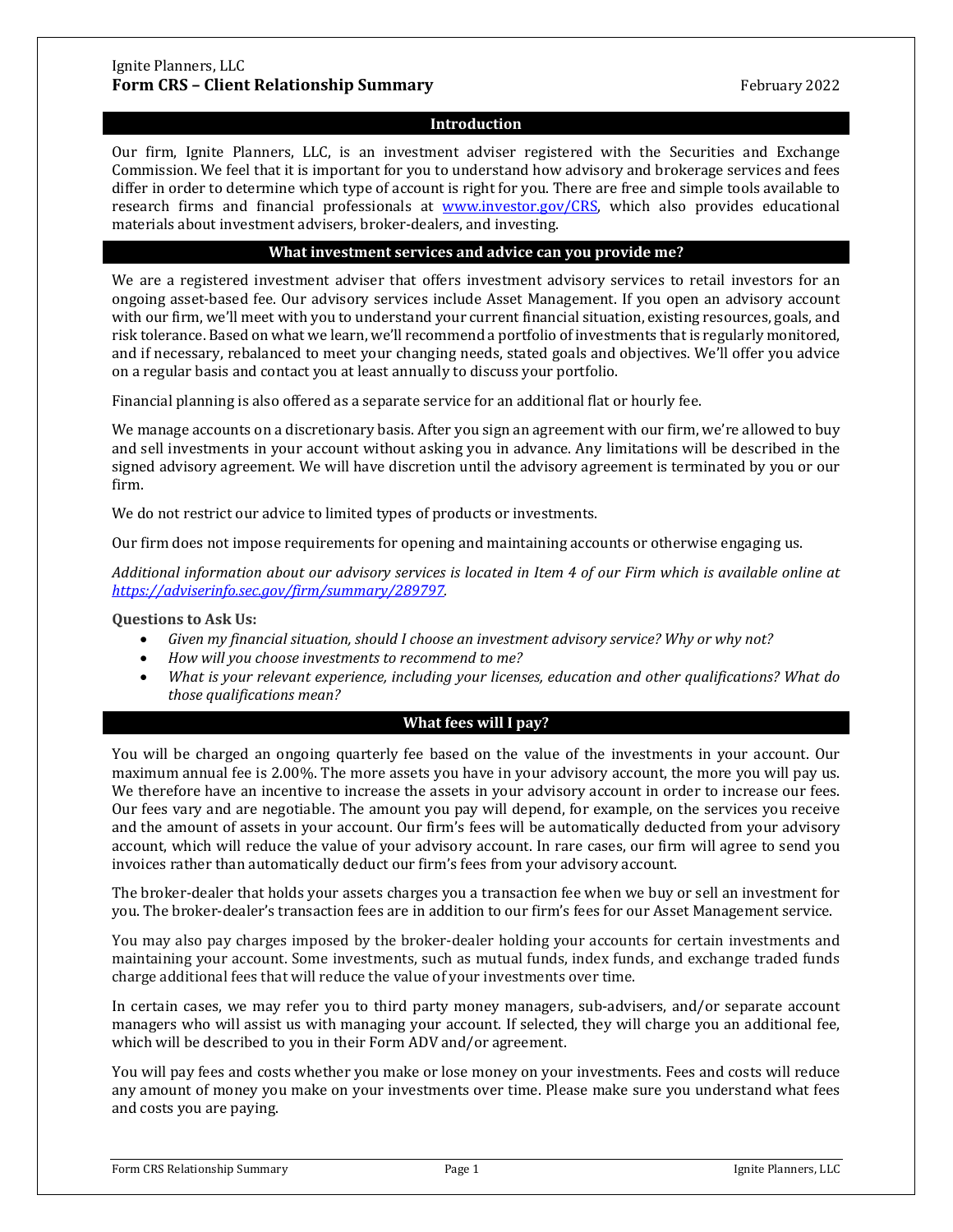Ignite Planners, LLC

# Form CRS – Client Relationship Summary

February 2022

## Introduction

Our firm, Ignite Planners, LLC, is an investment adviser registered with the Securities and Exchange Commission. We feel that it is important for you to understand how advisory and brokerage services and fees differ in order to determine which type of account is right for you. There are free and simple tools available to research firms and financial professionals at [www.investor.gov/CRS](http://www.investor.gov/CRS), which also provides educational materials about investment advisers, broker-dealers, and investing.

## What investment services and advice can you provide me?

We are a registered investment adviser that offers investment advisory services to retail investors for an ongoing asset-based fee. Our advisory services include Asset Management. If you open an advisory account with our firm, we'll meet with you to understand your current financial situation, existing resources, goals, and risk tolerance. Based on what we learn, we'll recommend a portfolio of investments that is regularly monitored, and if necessary, rebalanced to meet your changing needs, stated goals and objectives. We'll offer you advice on a regular basis and contact you at least annually to discuss your portfolio.

Financial planning is also offered as a separate service for an additional flat or hourly fee.

We manage accounts on a discretionary basis. After you sign an agreement with our firm, we're allowed to buy and sell investments in your account without asking you in advance. Any limitations will be described in the signed advisory agreement. We will have discretion until the advisory agreement is terminated by you or our firm.

We do not restrict our advice to limited types of products or investments.

Our firm does not impose requirements for opening and maintaining accounts or otherwise engaging us.

*Additional information about our advisory services is located in Item 4 of our Firm which is available online at [https://adviserinfo.sec.gov/firm/summary/289797](https://adviserinfo.sec.gov/firm/summary/289797).*

**Questions to Ask Us:**

- *Given my financial situation, should I choose an investment advisory service? Why or why not?*
- *How will you choose investments to recommend to me?*
- *What is your relevant experience, including your licenses, education and other qualifications? What do those qualifications mean?*

## What fees will I pay?

You will be charged an ongoing quarterly fee based on the value of the investments in your account. Our maximum annual fee is 2.00%. The more assets you have in your advisory account, the more you will pay us. We therefore have an incentive to increase the assets in your advisory account in order to increase our fees. Our fees vary and are negotiable. The amount you pay will depend, for example, on the services you receive and the amount of assets in your account. Our firm's fees will be automatically deducted from your advisory account, which will reduce the value of your advisory account. In rare cases, our firm will agree to send you invoices rather than automatically deduct our firm's fees from your advisory account.

The broker-dealer that holds your assets charges you a transaction fee when we buy or sell an investment for you. The broker-dealer's transaction fees are in addition to our firm's fees for our Asset Management service.

You may also pay charges imposed by the broker-dealer holding your accounts for certain investments and maintaining your account. Some investments, such as mutual funds, index funds, and exchange traded funds charge additional fees that will reduce the value of your investments over time.

In certain cases, we may refer you to third party money managers, sub-advisers, and/or separate account managers who will assist us with managing your account. If selected, they will charge you an additional fee, which will be described to you in their Form ADV and/or agreement.

You will pay fees and costs whether you make or lose money on your investments. Fees and costs will reduce any amount of money you make on your investments over time. Please make sure you understand what fees and costs you are paying.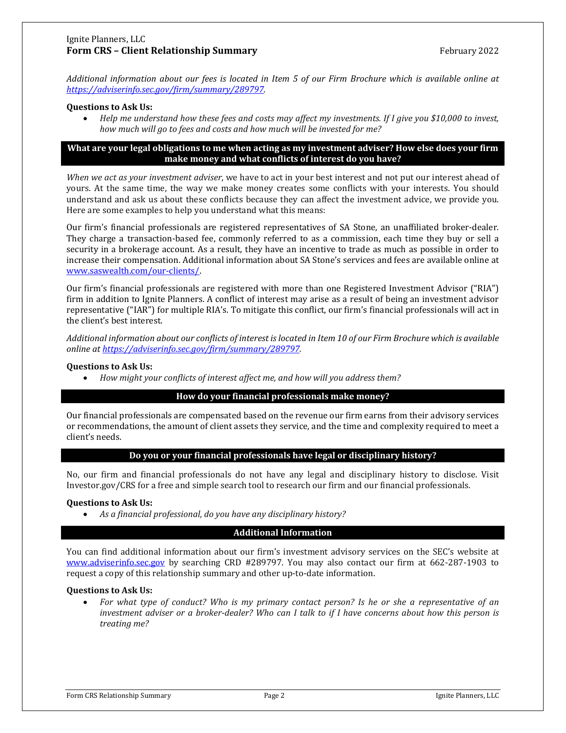*Additional information about our fees is located in Item 5 of our Firm Brochure which is available online at [https://adviserinfo.sec.gov/firm/summary/289797](https://adviserinfo.sec.gov/firm/summary/289797).*

**Questions to Ask Us:**

- *Help me understand how these fees and costs may affect my investments. If I give you $10,000 to invest, how much will go to fees and costs and how much will be invested for me?*

## What are your legal obligations to me when acting as my investment adviser? How else does your firm make money and what conflicts of interest do you have?

*When we act as your investment adviser*, we have to act in your best interest and not put our interest ahead of yours. At the same time, the way we make money creates some conflicts with your interests. You should understand and ask us about these conflicts because they can affect the investment advice, we provide you. Here are some examples to help you understand what this means:

Our firm's financial professionals are registered representatives of SA Stone, an unaffiliated broker-dealer. They charge a transaction-based fee, commonly referred to as a commission, each time they buy or sell a security in a brokerage account. As a result, they have an incentive to trade as much as possible in order to increase their compensation. Additional information about SA Stone's services and fees are available online at [www.saswealth.com/our-clients/](www.saswealth.com/our-clients/).

Our firm's financial professionals are registered with more than one Registered Investment Advisor ("RIA") firm in addition to Ignite Planners. A conflict of interest may arise as a result of being an investment advisor representative ("IAR") for multiple RIA's. To mitigate this conflict, our firm's financial professionals will act in the client's best interest.

*Additional information about our conflicts of interest is located in Item 10 of our Firm Brochure which is available online at [https://adviserinfo.sec.gov/firm/summary/289797](https://adviserinfo.sec.gov/firm/summary/289797).*

**Questions to Ask Us:**

- *How might your conflicts of interest affect me, and how will you address them?*

## How do your financial professionals make money?

Our financial professionals are compensated based on the revenue our firm earns from their advisory services or recommendations, the amount of client assets they service, and the time and complexity required to meet a client's needs.

## Do you or your financial professionals have legal or disciplinary history?

No, our firm and financial professionals do not have any legal and disciplinary history to disclose. Visit Investor.gov/CRS for a free and simple search tool to research our firm and our financial professionals.

**Questions to Ask Us:**

- *As a financial professional, do you have any disciplinary history?*

## Additional Information

You can find additional information about our firm's investment advisory services on the SEC's website at [www.adviserinfo.sec.gov](www.adviserinfo.sec.gov) by searching CRD #289797. You may also contact our firm at 662-287-1903 to request a copy of this relationship summary and other up-to-date information.

**Questions to Ask Us:**

- *For what type of conduct? Who is my primary contact person? Is he or she a representative of an investment adviser or a broker-dealer? Who can I talk to if I have concerns about how this person is treating me?*